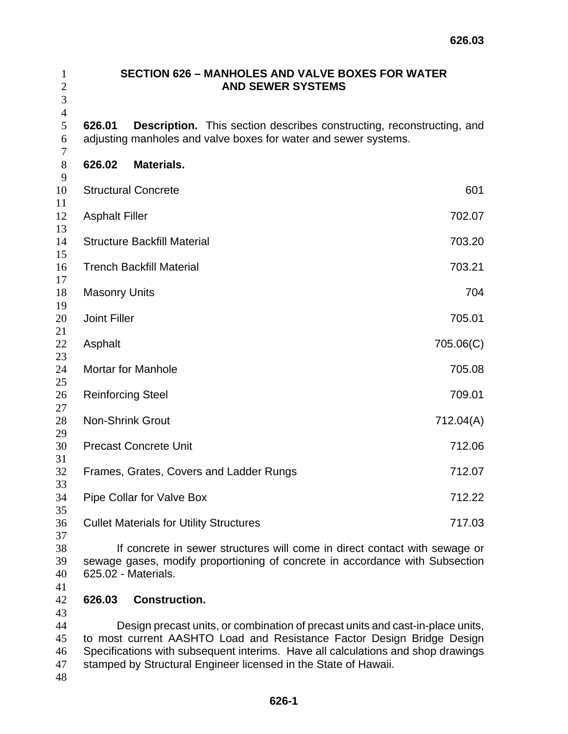# SECTION 626 – MANHOLES AND VALVE BOXES FOR WATER AND SEWER SYSTEMS

**626.01 Description.** This section describes constructing, reconstructing, and adjusting manholes and valve boxes for water and sewer systems.

**626.02 Materials.**

| | |
|---|---|
| Structural Concrete | 601 |
| Asphalt Filler | 702.07 |
| Structure Backfill Material | 703.20 |
| Trench Backfill Material | 703.21 |
| Masonry Units | 704 |
| Joint Filler | 705.01 |
| Asphalt | 705.06(C) |
| Mortar for Manhole | 705.08 |
| Reinforcing Steel | 709.01 |
| Non-Shrink Grout | 712.04(A) |
| Precast Concrete Unit | 712.06 |
| Frames, Grates, Covers and Ladder Rungs | 712.07 |
| Pipe Collar for Valve Box | 712.22 |
| Cullet Materials for Utility Structures | 717.03 |

If concrete in sewer structures will come in direct contact with sewage or sewage gases, modify proportioning of concrete in accordance with Subsection 625.02 - Materials.

**626.03 Construction.**

Design precast units, or combination of precast units and cast-in-place units, to most current AASHTO Load and Resistance Factor Design Bridge Design Specifications with subsequent interims. Have all calculations and shop drawings stamped by Structural Engineer licensed in the State of Hawaii.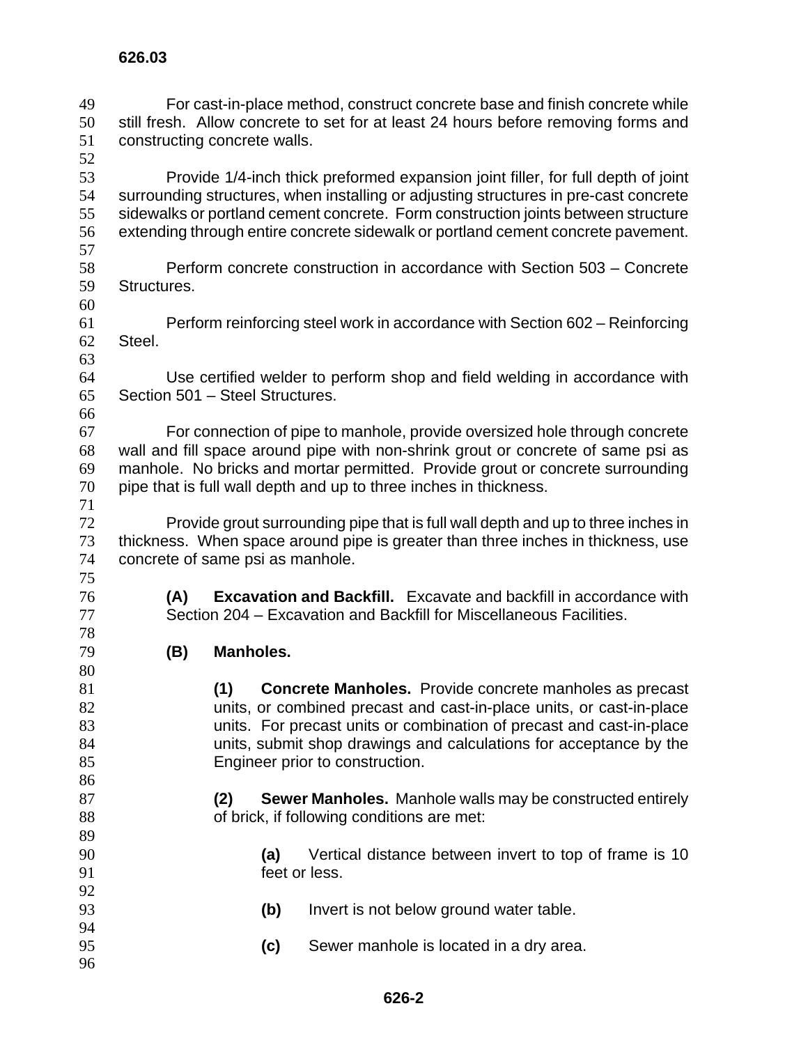For cast-in-place method, construct concrete base and finish concrete while still fresh. Allow concrete to set for at least 24 hours before removing forms and constructing concrete walls.

Provide 1/4-inch thick preformed expansion joint filler, for full depth of joint surrounding structures, when installing or adjusting structures in pre-cast concrete sidewalks or portland cement concrete. Form construction joints between structure extending through entire concrete sidewalk or portland cement concrete pavement.

Perform concrete construction in accordance with Section 503 – Concrete Structures.

Perform reinforcing steel work in accordance with Section 602 – Reinforcing Steel.

Use certified welder to perform shop and field welding in accordance with Section 501 – Steel Structures.

For connection of pipe to manhole, provide oversized hole through concrete wall and fill space around pipe with non-shrink grout or concrete of same psi as manhole. No bricks and mortar permitted. Provide grout or concrete surrounding pipe that is full wall depth and up to three inches in thickness.

Provide grout surrounding pipe that is full wall depth and up to three inches in thickness. When space around pipe is greater than three inches in thickness, use concrete of same psi as manhole.

**(A) Excavation and Backfill.** Excavate and backfill in accordance with Section 204 – Excavation and Backfill for Miscellaneous Facilities.

**(B) Manholes.**

**(1) Concrete Manholes.** Provide concrete manholes as precast units, or combined precast and cast-in-place units, or cast-in-place units. For precast units or combination of precast and cast-in-place units, submit shop drawings and calculations for acceptance by the Engineer prior to construction.

**(2) Sewer Manholes.** Manhole walls may be constructed entirely of brick, if following conditions are met:

**(a)** Vertical distance between invert to top of frame is 10 feet or less.

**(b)** Invert is not below ground water table.

**(c)** Sewer manhole is located in a dry area.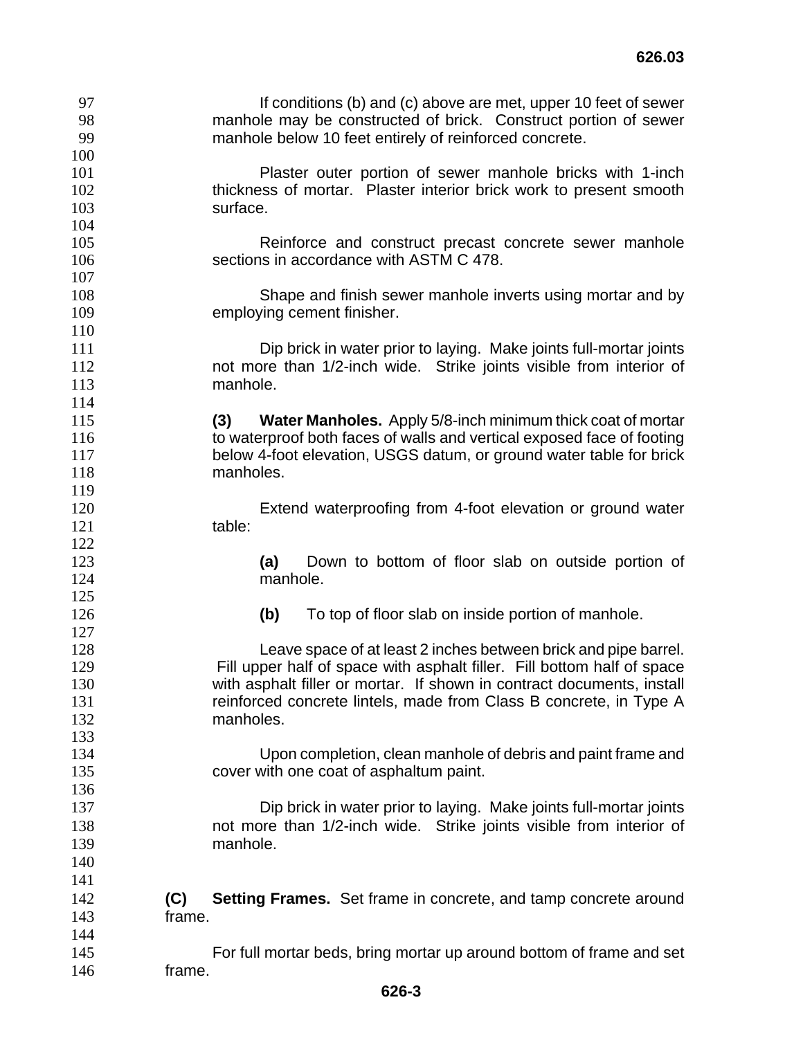If conditions (b) and (c) above are met, upper 10 feet of sewer manhole may be constructed of brick. Construct portion of sewer manhole below 10 feet entirely of reinforced concrete.

Plaster outer portion of sewer manhole bricks with 1-inch thickness of mortar. Plaster interior brick work to present smooth surface.

Reinforce and construct precast concrete sewer manhole sections in accordance with ASTM C 478.

Shape and finish sewer manhole inverts using mortar and by employing cement finisher.

Dip brick in water prior to laying. Make joints full-mortar joints not more than 1/2-inch wide. Strike joints visible from interior of manhole.

**(3) Water Manholes.** Apply 5/8-inch minimum thick coat of mortar to waterproof both faces of walls and vertical exposed face of footing below 4-foot elevation, USGS datum, or ground water table for brick manholes.

Extend waterproofing from 4-foot elevation or ground water table:

**(a)** Down to bottom of floor slab on outside portion of manhole.

**(b)** To top of floor slab on inside portion of manhole.

Leave space of at least 2 inches between brick and pipe barrel. Fill upper half of space with asphalt filler. Fill bottom half of space with asphalt filler or mortar. If shown in contract documents, install reinforced concrete lintels, made from Class B concrete, in Type A manholes.

Upon completion, clean manhole of debris and paint frame and cover with one coat of asphaltum paint.

Dip brick in water prior to laying. Make joints full-mortar joints not more than 1/2-inch wide. Strike joints visible from interior of manhole.

**(C) Setting Frames.** Set frame in concrete, and tamp concrete around frame.

For full mortar beds, bring mortar up around bottom of frame and set frame.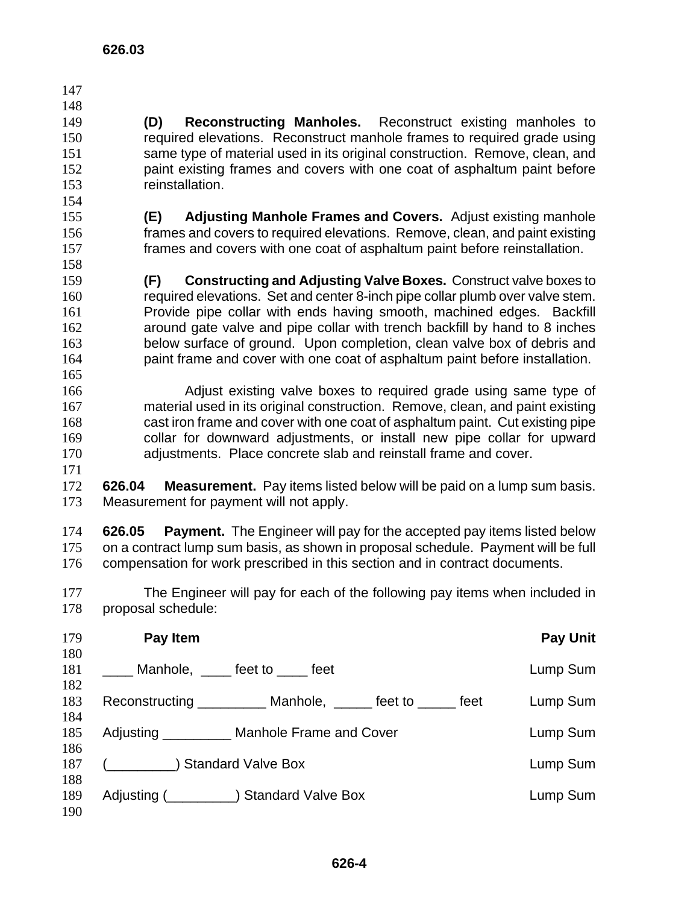**(D) Reconstructing Manholes.** Reconstruct existing manholes to required elevations. Reconstruct manhole frames to required grade using same type of material used in its original construction. Remove, clean, and paint existing frames and covers with one coat of asphaltum paint before reinstallation.

**(E) Adjusting Manhole Frames and Covers.** Adjust existing manhole frames and covers to required elevations. Remove, clean, and paint existing frames and covers with one coat of asphaltum paint before reinstallation.

**(F) Constructing and Adjusting Valve Boxes.** Construct valve boxes to required elevations. Set and center 8-inch pipe collar plumb over valve stem. Provide pipe collar with ends having smooth, machined edges. Backfill around gate valve and pipe collar with trench backfill by hand to 8 inches below surface of ground. Upon completion, clean valve box of debris and paint frame and cover with one coat of asphaltum paint before installation.

Adjust existing valve boxes to required grade using same type of material used in its original construction. Remove, clean, and paint existing cast iron frame and cover with one coat of asphaltum paint. Cut existing pipe collar for downward adjustments, or install new pipe collar for upward adjustments. Place concrete slab and reinstall frame and cover.

**626.04 Measurement.** Pay items listed below will be paid on a lump sum basis. Measurement for payment will not apply.

**626.05 Payment.** The Engineer will pay for the accepted pay items listed below on a contract lump sum basis, as shown in proposal schedule. Payment will be full compensation for work prescribed in this section and in contract documents.

The Engineer will pay for each of the following pay items when included in proposal schedule:

| Pay Item | Pay Unit |
|---|---|
| ____ Manhole, ____ feet to ____ feet | Lump Sum |
| Reconstructing _________ Manhole, _____ feet to _____ feet | Lump Sum |
| Adjusting _________ Manhole Frame and Cover | Lump Sum |
| (_________) Standard Valve Box | Lump Sum |
| Adjusting (_________) Standard Valve Box | Lump Sum |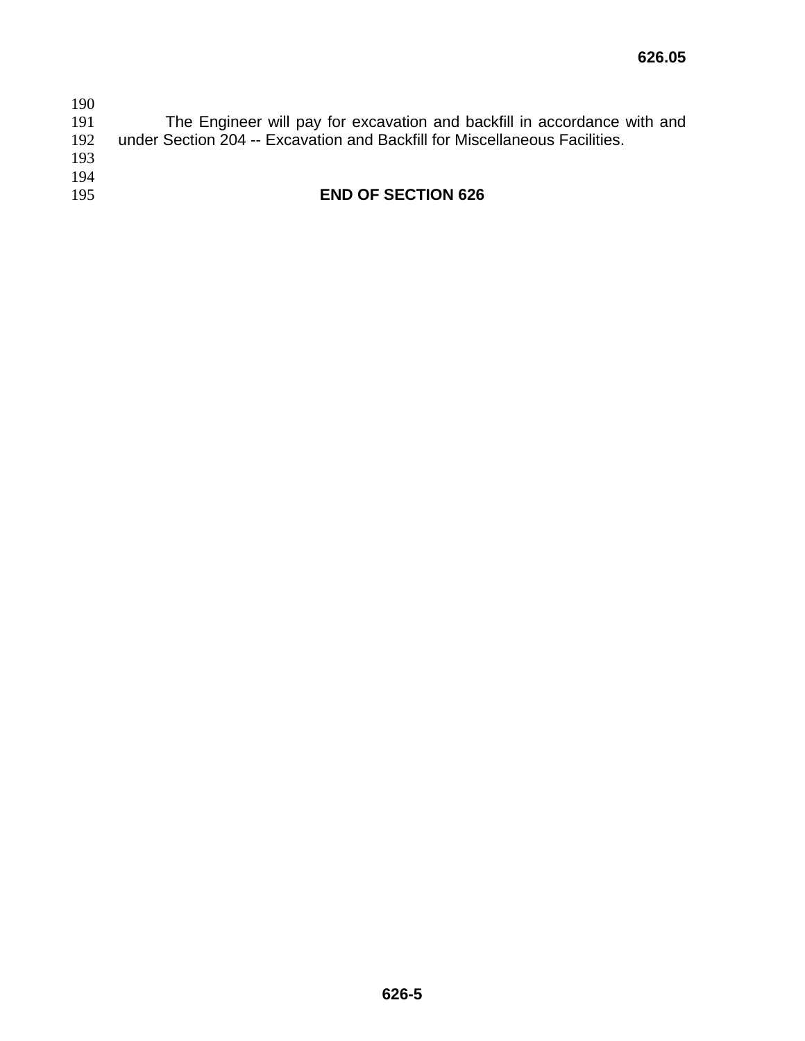The Engineer will pay for excavation and backfill in accordance with and under Section 204 -- Excavation and Backfill for Miscellaneous Facilities.

**END OF SECTION 626**